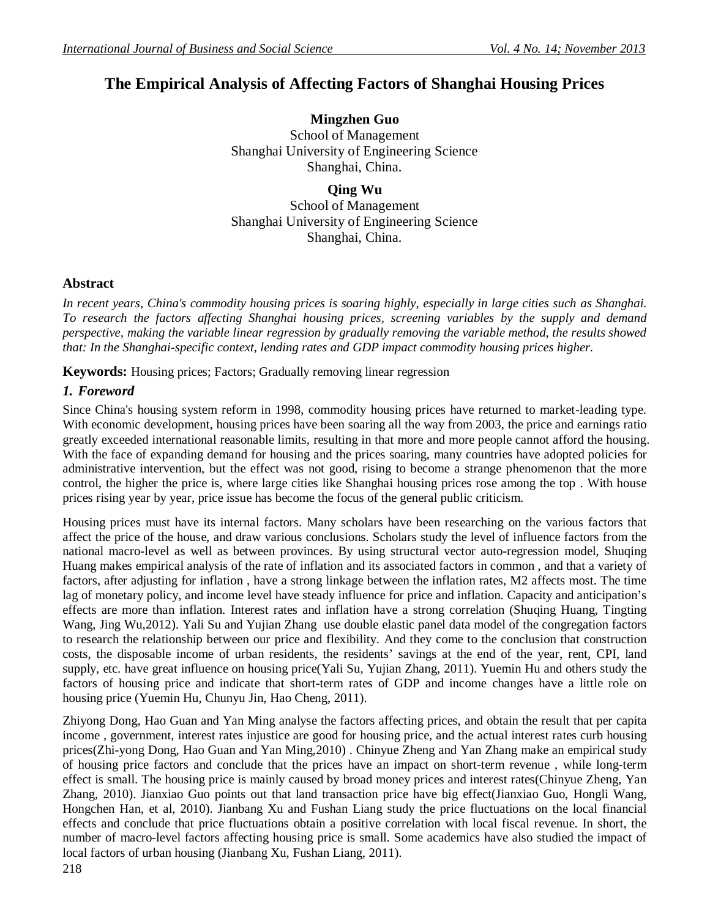# The Empirical Analysis of Affecting Factors of Shanghai Housing Prices

**Mingzhen Guo**
School of Management
Shanghai University of Engineering Science
Shanghai, China.

**Qing Wu**
School of Management
Shanghai University of Engineering Science
Shanghai, China.

## Abstract

*In recent years, China's commodity housing prices is soaring highly, especially in large cities such as Shanghai. To research the factors affecting Shanghai housing prices, screening variables by the supply and demand perspective, making the variable linear regression by gradually removing the variable method, the results showed that: In the Shanghai-specific context, lending rates and GDP impact commodity housing prices higher.*

**Keywords:** Housing prices; Factors; Gradually removing linear regression

## *1. Foreword*

Since China's housing system reform in 1998, commodity housing prices have returned to market-leading type. With economic development, housing prices have been soaring all the way from 2003, the price and earnings ratio greatly exceeded international reasonable limits, resulting in that more and more people cannot afford the housing. With the face of expanding demand for housing and the prices soaring, many countries have adopted policies for administrative intervention, but the effect was not good, rising to become a strange phenomenon that the more control, the higher the price is, where large cities like Shanghai housing prices rose among the top . With house prices rising year by year, price issue has become the focus of the general public criticism.

Housing prices must have its internal factors. Many scholars have been researching on the various factors that affect the price of the house, and draw various conclusions. Scholars study the level of influence factors from the national macro-level as well as between provinces. By using structural vector auto-regression model, Shuqing Huang makes empirical analysis of the rate of inflation and its associated factors in common , and that a variety of factors, after adjusting for inflation , have a strong linkage between the inflation rates, M2 affects most. The time lag of monetary policy, and income level have steady influence for price and inflation. Capacity and anticipation's effects are more than inflation. Interest rates and inflation have a strong correlation (Shuqing Huang, Tingting Wang, Jing Wu,2012). Yali Su and Yujian Zhang use double elastic panel data model of the congregation factors to research the relationship between our price and flexibility. And they come to the conclusion that construction costs, the disposable income of urban residents, the residents' savings at the end of the year, rent, CPI, land supply, etc. have great influence on housing price(Yali Su, Yujian Zhang, 2011). Yuemin Hu and others study the factors of housing price and indicate that short-term rates of GDP and income changes have a little role on housing price (Yuemin Hu, Chunyu Jin, Hao Cheng, 2011).

Zhiyong Dong, Hao Guan and Yan Ming analyse the factors affecting prices, and obtain the result that per capita income , government, interest rates injustice are good for housing price, and the actual interest rates curb housing prices(Zhi-yong Dong, Hao Guan and Yan Ming,2010) . Chinyue Zheng and Yan Zhang make an empirical study of housing price factors and conclude that the prices have an impact on short-term revenue , while long-term effect is small. The housing price is mainly caused by broad money prices and interest rates(Chinyue Zheng, Yan Zhang, 2010). Jianxiao Guo points out that land transaction price have big effect(Jianxiao Guo, Hongli Wang, Hongchen Han, et al, 2010). Jianbang Xu and Fushan Liang study the price fluctuations on the local financial effects and conclude that price fluctuations obtain a positive correlation with local fiscal revenue. In short, the number of macro-level factors affecting housing price is small. Some academics have also studied the impact of local factors of urban housing (Jianbang Xu, Fushan Liang, 2011).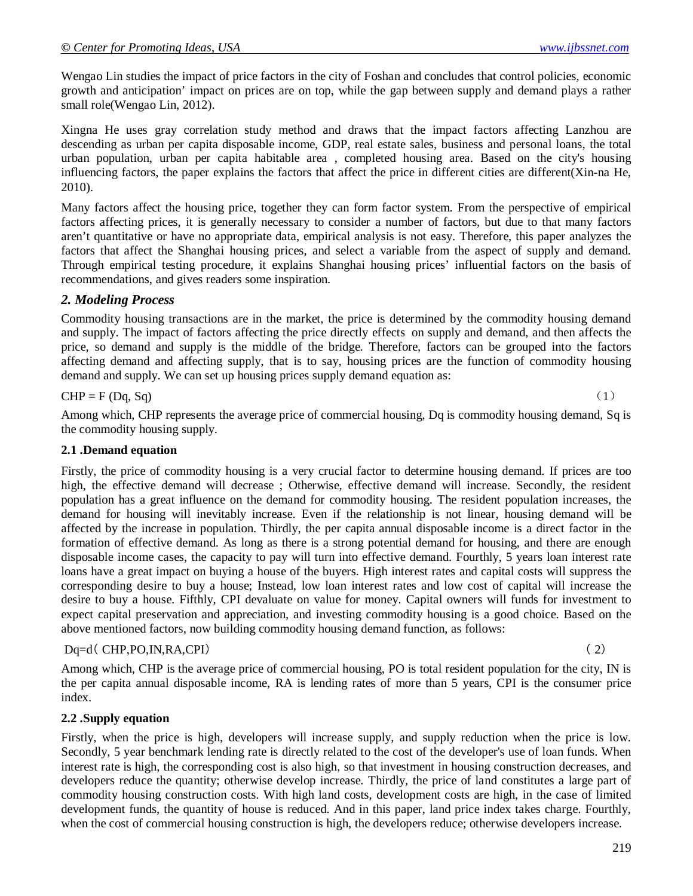Wengao Lin studies the impact of price factors in the city of Foshan and concludes that control policies, economic growth and anticipation' impact on prices are on top, while the gap between supply and demand plays a rather small role(Wengao Lin, 2012).

Xingna He uses gray correlation study method and draws that the impact factors affecting Lanzhou are descending as urban per capita disposable income, GDP, real estate sales, business and personal loans, the total urban population, urban per capita habitable area , completed housing area. Based on the city's housing influencing factors, the paper explains the factors that affect the price in different cities are different(Xin-na He, 2010).

Many factors affect the housing price, together they can form factor system. From the perspective of empirical factors affecting prices, it is generally necessary to consider a number of factors, but due to that many factors aren't quantitative or have no appropriate data, empirical analysis is not easy. Therefore, this paper analyzes the factors that affect the Shanghai housing prices, and select a variable from the aspect of supply and demand. Through empirical testing procedure, it explains Shanghai housing prices' influential factors on the basis of recommendations, and gives readers some inspiration.

## *2. Modeling Process*

Commodity housing transactions are in the market, the price is determined by the commodity housing demand and supply. The impact of factors affecting the price directly effects on supply and demand, and then affects the price, so demand and supply is the middle of the bridge. Therefore, factors can be grouped into the factors affecting demand and affecting supply, that is to say, housing prices are the function of commodity housing demand and supply. We can set up housing prices supply demand equation as:

$$CHP = F(Dq, Sq) \quad (1)$$

Among which, CHP represents the average price of commercial housing, Dq is commodity housing demand, Sq is the commodity housing supply.

### 2.1 .Demand equation

Firstly, the price of commodity housing is a very crucial factor to determine housing demand. If prices are too high, the effective demand will decrease ; Otherwise, effective demand will increase. Secondly, the resident population has a great influence on the demand for commodity housing. The resident population increases, the demand for housing will inevitably increase. Even if the relationship is not linear, housing demand will be affected by the increase in population. Thirdly, the per capita annual disposable income is a direct factor in the formation of effective demand. As long as there is a strong potential demand for housing, and there are enough disposable income cases, the capacity to pay will turn into effective demand. Fourthly, 5 years loan interest rate loans have a great impact on buying a house of the buyers. High interest rates and capital costs will suppress the corresponding desire to buy a house; Instead, low loan interest rates and low cost of capital will increase the desire to buy a house. Fifthly, CPI devaluate on value for money. Capital owners will funds for investment to expect capital preservation and appreciation, and investing commodity housing is a good choice. Based on the above mentioned factors, now building commodity housing demand function, as follows:

$$Dq = d(CHP, PO, IN, RA, CPI) \quad (2)$$

Among which, CHP is the average price of commercial housing, PO is total resident population for the city, IN is the per capita annual disposable income, RA is lending rates of more than 5 years, CPI is the consumer price index.

### 2.2 .Supply equation

Firstly, when the price is high, developers will increase supply, and supply reduction when the price is low. Secondly, 5 year benchmark lending rate is directly related to the cost of the developer's use of loan funds. When interest rate is high, the corresponding cost is also high, so that investment in housing construction decreases, and developers reduce the quantity; otherwise develop increase. Thirdly, the price of land constitutes a large part of commodity housing construction costs. With high land costs, development costs are high, in the case of limited development funds, the quantity of house is reduced. And in this paper, land price index takes charge. Fourthly, when the cost of commercial housing construction is high, the developers reduce; otherwise developers increase.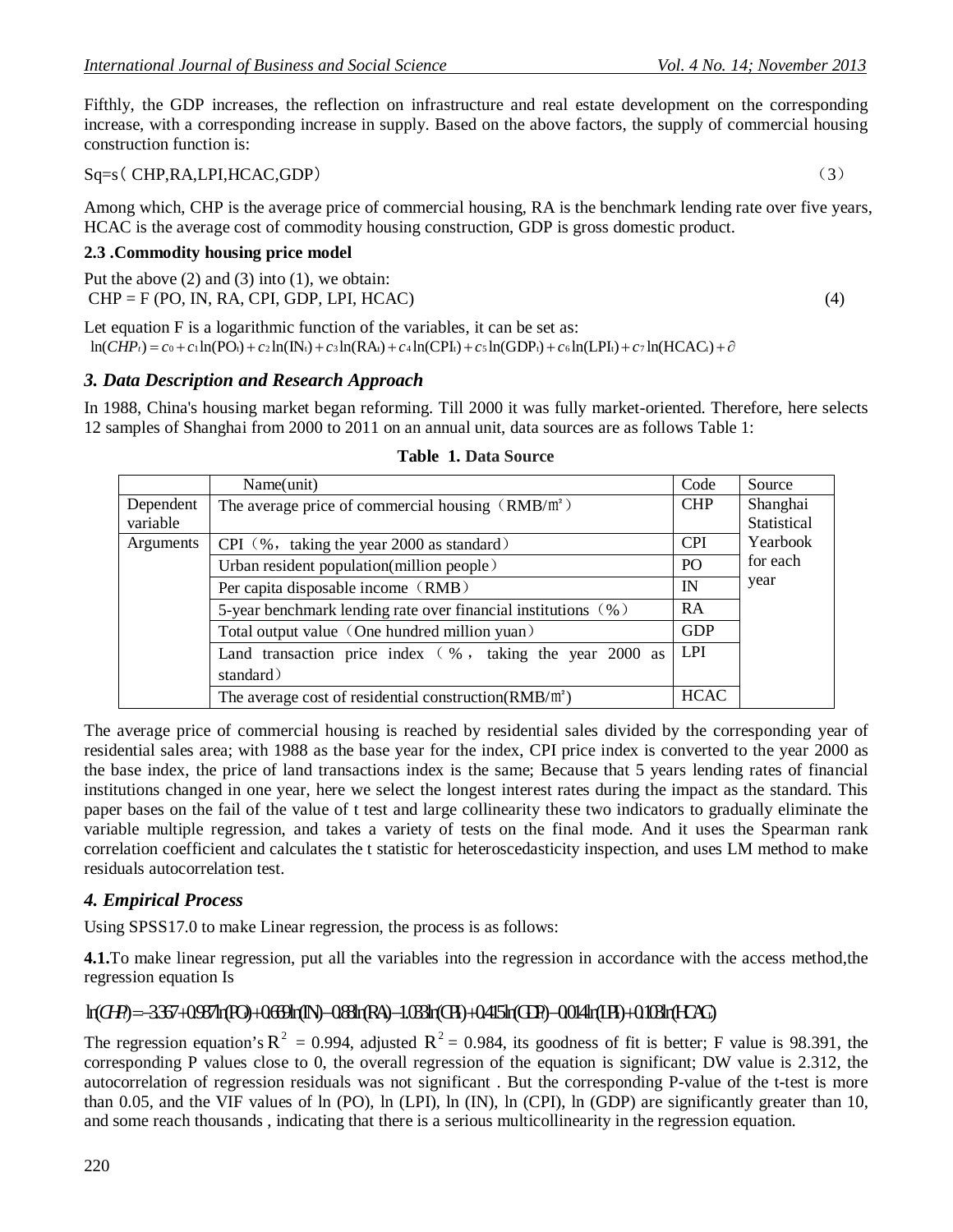Fifthly, the GDP increases, the reflection on infrastructure and real estate development on the corresponding increase, with a corresponding increase in supply. Based on the above factors, the supply of commercial housing construction function is:

Sq=s（CHP,RA,LPI,HCAC,GDP） （3）

Among which, CHP is the average price of commercial housing, RA is the benchmark lending rate over five years, HCAC is the average cost of commodity housing construction, GDP is gross domestic product.

### 2.3 .Commodity housing price model

Put the above (2) and (3) into (1), we obtain:

CHP = F (PO, IN, RA, CPI, GDP, LPI, HCAC) (4)

Let equation F is a logarithmic function of the variables, it can be set as:

$$\ln(CHP_t) = c_0 + c_1\ln(PO_t) + c_2\ln(IN_t) + c_3\ln(RA_t) + c_4\ln(CPI_t) + c_5\ln(GDP_t) + c_6\ln(LPI_t) + c_7\ln(HCAC_t) + \partial$$

## *3. Data Description and Research Approach*

In 1988, China's housing market began reforming. Till 2000 it was fully market-oriented. Therefore, here selects 12 samples of Shanghai from 2000 to 2011 on an annual unit, data sources are as follows Table 1:

**Table 1. Data Source**

| | Name(unit) | Code | Source |
|---|---|---|---|
| Dependent variable | The average price of commercial housing（RMB/㎡） | CHP | Shanghai Statistical Yearbook for each year |
| Arguments | CPI（%，taking the year 2000 as standard） | CPI | |
| | Urban resident population(million people） | PO | |
| | Per capita disposable income（RMB） | IN | |
| | 5-year benchmark lending rate over financial institutions（%） | RA | |
| | Total output value（One hundred million yuan） | GDP | |
| | Land transaction price index（%，taking the year 2000 as standard） | LPI | |
| | The average cost of residential construction(RMB/㎡) | HCAC | |

The average price of commercial housing is reached by residential sales divided by the corresponding year of residential sales area; with 1988 as the base year for the index, CPI price index is converted to the year 2000 as the base index, the price of land transactions index is the same; Because that 5 years lending rates of financial institutions changed in one year, here we select the longest interest rates during the impact as the standard. This paper bases on the fail of the value of t test and large collinearity these two indicators to gradually eliminate the variable multiple regression, and takes a variety of tests on the final mode. And it uses the Spearman rank correlation coefficient and calculates the t statistic for heteroscedasticity inspection, and uses LM method to make residuals autocorrelation test.

## *4. Empirical Process*

Using SPSS17.0 to make Linear regression, the process is as follows:

**4.1.**To make linear regression, put all the variables into the regression in accordance with the access method,the regression equation Is

$$\ln(CHP) = -3.367 + 0.987\ln(PO) + 0.669\ln(IN) - 0.88\ln(RA) - 1.033\ln(CPI) + 0.415\ln(GDP) - 0.014\ln(LPI) + 0.103\ln(HCAC)$$

The regression equation's $R^2$ = 0.994, adjusted $R^2$ = 0.984, its goodness of fit is better; F value is 98.391, the corresponding P values close to 0, the overall regression of the equation is significant; DW value is 2.312, the autocorrelation of regression residuals was not significant . But the corresponding P-value of the t-test is more than 0.05, and the VIF values of ln (PO), ln (LPI), ln (IN), ln (CPI), ln (GDP) are significantly greater than 10, and some reach thousands , indicating that there is a serious multicollinearity in the regression equation.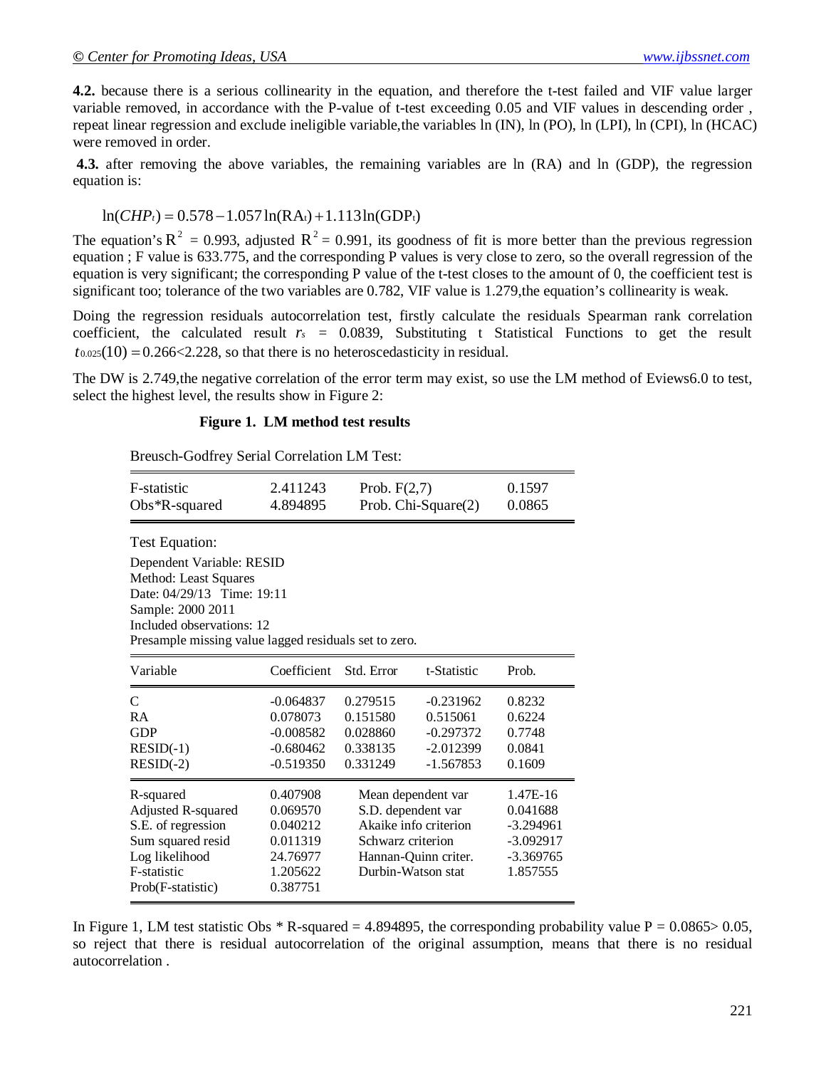**4.2.** because there is a serious collinearity in the equation, and therefore the t-test failed and VIF value larger variable removed, in accordance with the P-value of t-test exceeding 0.05 and VIF values in descending order , repeat linear regression and exclude ineligible variable,the variables ln (IN), ln (PO), ln (LPI), ln (CPI), ln (HCAC) were removed in order.

**4.3.** after removing the above variables, the remaining variables are ln (RA) and ln (GDP), the regression equation is:

$$\ln(CHP_t) = 0.578 - 1.057\ln(\mathrm{RA}_t) + 1.113\ln(\mathrm{GDP}_t)$$

The equation's $R^2$ = 0.993, adjusted $R^2$ = 0.991, its goodness of fit is more better than the previous regression equation ; F value is 633.775, and the corresponding P values is very close to zero, so the overall regression of the equation is very significant; the corresponding P value of the t-test closes to the amount of 0, the coefficient test is significant too; tolerance of the two variables are 0.782, VIF value is 1.279,the equation's collinearity is weak.

Doing the regression residuals autocorrelation test, firstly calculate the residuals Spearman rank correlation coefficient, the calculated result $r_s$ = 0.0839, Substituting t Statistical Functions to get the result $t_{0.025}(10) = 0.266 < 2.228$, so that there is no heteroscedasticity in residual.

The DW is 2.749,the negative correlation of the error term may exist, so use the LM method of Eviews6.0 to test, select the highest level, the results show in Figure 2:

**Figure 1. LM method test results**

Breusch-Godfrey Serial Correlation LM Test:

| | | | |
|---|---|---|---|
| F-statistic | 2.411243 | Prob. F(2,7) | 0.1597 |
| Obs*R-squared | 4.894895 | Prob. Chi-Square(2) | 0.0865 |

Test Equation:
Dependent Variable: RESID
Method: Least Squares
Date: 04/29/13 Time: 19:11
Sample: 2000 2011
Included observations: 12
Presample missing value lagged residuals set to zero.

| Variable | Coefficient | Std. Error | t-Statistic | Prob. |
|---|---|---|---|---|
| C | -0.064837 | 0.279515 | -0.231962 | 0.8232 |
| RA | 0.078073 | 0.151580 | 0.515061 | 0.6224 |
| GDP | -0.008582 | 0.028860 | -0.297372 | 0.7748 |
| RESID(-1) | -0.680462 | 0.338135 | -2.012399 | 0.0841 |
| RESID(-2) | -0.519350 | 0.331249 | -1.567853 | 0.1609 |

| | | | |
|---|---|---|---|
| R-squared | 0.407908 | Mean dependent var | 1.47E-16 |
| Adjusted R-squared | 0.069570 | S.D. dependent var | 0.041688 |
| S.E. of regression | 0.040212 | Akaike info criterion | -3.294961 |
| Sum squared resid | 0.011319 | Schwarz criterion | -3.092917 |
| Log likelihood | 24.76977 | Hannan-Quinn criter. | -3.369765 |
| F-statistic | 1.205622 | Durbin-Watson stat | 1.857555 |
| Prob(F-statistic) | 0.387751 | | |

In Figure 1, LM test statistic Obs * R-squared = 4.894895, the corresponding probability value P = 0.0865> 0.05, so reject that there is residual autocorrelation of the original assumption, means that there is no residual autocorrelation .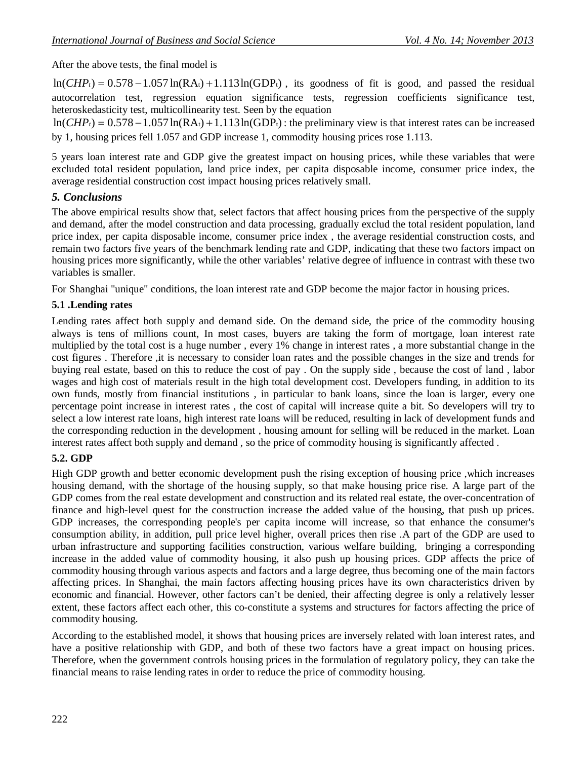After the above tests, the final model is

$\ln(CHP_t) = 0.578 - 1.057\ln(\mathrm{RA}_t) + 1.113\ln(\mathrm{GDP}_t)$ , its goodness of fit is good, and passed the residual autocorrelation test, regression equation significance tests, regression coefficients significance test, heteroskedasticity test, multicollinearity test. Seen by the equation

$\ln(CHP_t) = 0.578 - 1.057\ln(\mathrm{RA}_t) + 1.113\ln(\mathrm{GDP}_t)$ : the preliminary view is that interest rates can be increased by 1, housing prices fell 1.057 and GDP increase 1, commodity housing prices rose 1.113.

5 years loan interest rate and GDP give the greatest impact on housing prices, while these variables that were excluded total resident population, land price index, per capita disposable income, consumer price index, the average residential construction cost impact housing prices relatively small.

## *5. Conclusions*

The above empirical results show that, select factors that affect housing prices from the perspective of the supply and demand, after the model construction and data processing, gradually exclud the total resident population, land price index, per capita disposable income, consumer price index , the average residential construction costs, and remain two factors five years of the benchmark lending rate and GDP, indicating that these two factors impact on housing prices more significantly, while the other variables' relative degree of influence in contrast with these two variables is smaller.

For Shanghai "unique" conditions, the loan interest rate and GDP become the major factor in housing prices.

### 5.1 .Lending rates

Lending rates affect both supply and demand side. On the demand side, the price of the commodity housing always is tens of millions count, In most cases, buyers are taking the form of mortgage, loan interest rate multiplied by the total cost is a huge number , every 1% change in interest rates , a more substantial change in the cost figures . Therefore ,it is necessary to consider loan rates and the possible changes in the size and trends for buying real estate, based on this to reduce the cost of pay . On the supply side , because the cost of land , labor wages and high cost of materials result in the high total development cost. Developers funding, in addition to its own funds, mostly from financial institutions , in particular to bank loans, since the loan is larger, every one percentage point increase in interest rates , the cost of capital will increase quite a bit. So developers will try to select a low interest rate loans, high interest rate loans will be reduced, resulting in lack of development funds and the corresponding reduction in the development , housing amount for selling will be reduced in the market. Loan interest rates affect both supply and demand , so the price of commodity housing is significantly affected .

### 5.2. GDP

High GDP growth and better economic development push the rising exception of housing price ,which increases housing demand, with the shortage of the housing supply, so that make housing price rise. A large part of the GDP comes from the real estate development and construction and its related real estate, the over-concentration of finance and high-level quest for the construction increase the added value of the housing, that push up prices. GDP increases, the corresponding people's per capita income will increase, so that enhance the consumer's consumption ability, in addition, pull price level higher, overall prices then rise .A part of the GDP are used to urban infrastructure and supporting facilities construction, various welfare building, bringing a corresponding increase in the added value of commodity housing, it also push up housing prices. GDP affects the price of commodity housing through various aspects and factors and a large degree, thus becoming one of the main factors affecting prices. In Shanghai, the main factors affecting housing prices have its own characteristics driven by economic and financial. However, other factors can't be denied, their affecting degree is only a relatively lesser extent, these factors affect each other, this co-constitute a systems and structures for factors affecting the price of commodity housing.

According to the established model, it shows that housing prices are inversely related with loan interest rates, and have a positive relationship with GDP, and both of these two factors have a great impact on housing prices. Therefore, when the government controls housing prices in the formulation of regulatory policy, they can take the financial means to raise lending rates in order to reduce the price of commodity housing.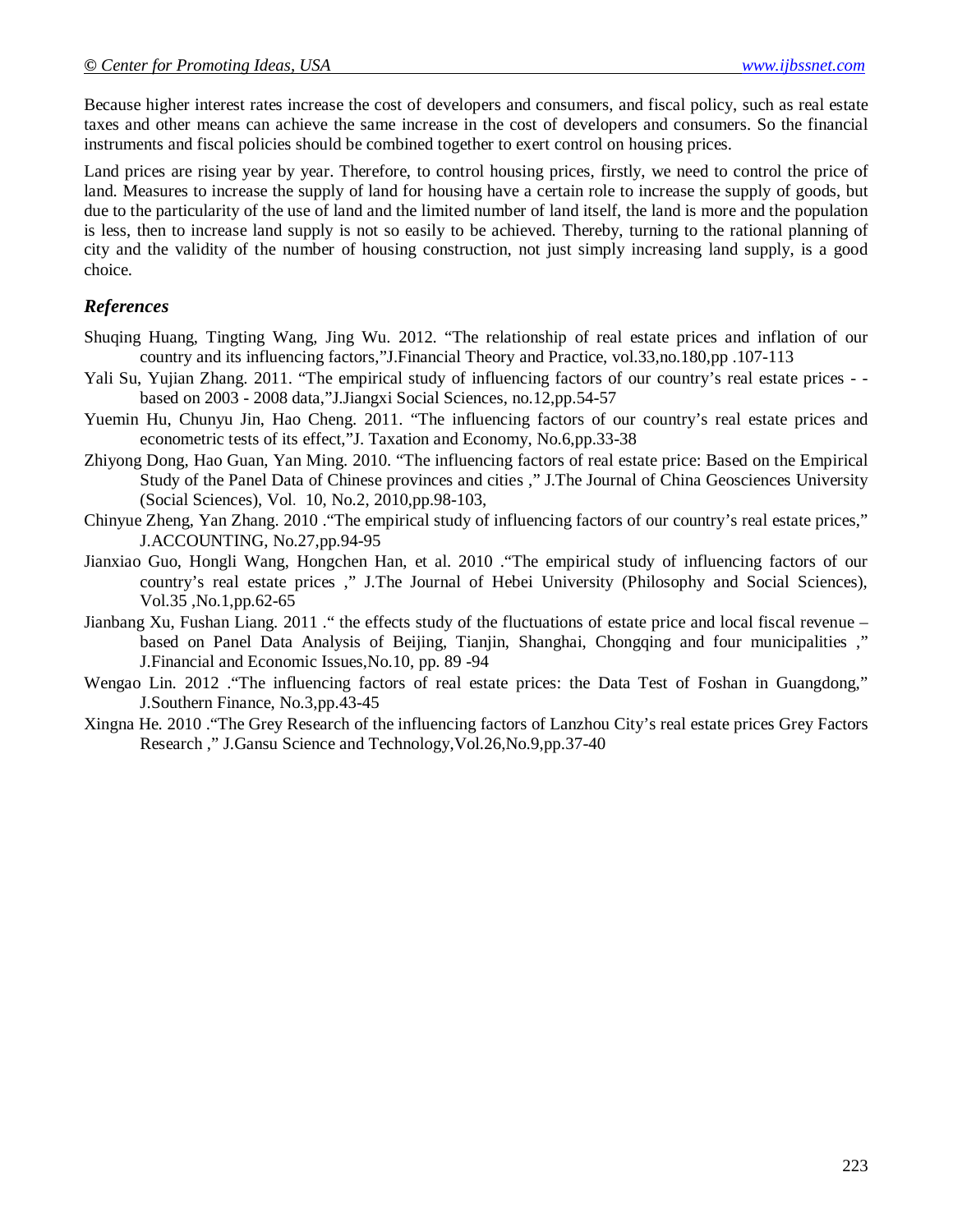Because higher interest rates increase the cost of developers and consumers, and fiscal policy, such as real estate taxes and other means can achieve the same increase in the cost of developers and consumers. So the financial instruments and fiscal policies should be combined together to exert control on housing prices.

Land prices are rising year by year. Therefore, to control housing prices, firstly, we need to control the price of land. Measures to increase the supply of land for housing have a certain role to increase the supply of goods, but due to the particularity of the use of land and the limited number of land itself, the land is more and the population is less, then to increase land supply is not so easily to be achieved. Thereby, turning to the rational planning of city and the validity of the number of housing construction, not just simply increasing land supply, is a good choice.

## *References*

Shuqing Huang, Tingting Wang, Jing Wu. 2012. "The relationship of real estate prices and inflation of our country and its influencing factors,"J.Financial Theory and Practice, vol.33,no.180,pp .107-113

Yali Su, Yujian Zhang. 2011. "The empirical study of influencing factors of our country's real estate prices - - based on 2003 - 2008 data,"J.Jiangxi Social Sciences, no.12,pp.54-57

Yuemin Hu, Chunyu Jin, Hao Cheng. 2011. "The influencing factors of our country's real estate prices and econometric tests of its effect,"J. Taxation and Economy, No.6,pp.33-38

Zhiyong Dong, Hao Guan, Yan Ming. 2010. "The influencing factors of real estate price: Based on the Empirical Study of the Panel Data of Chinese provinces and cities ," J.The Journal of China Geosciences University (Social Sciences), Vol. 10, No.2, 2010,pp.98-103,

Chinyue Zheng, Yan Zhang. 2010 ."The empirical study of influencing factors of our country's real estate prices," J.ACCOUNTING, No.27,pp.94-95

Jianxiao Guo, Hongli Wang, Hongchen Han, et al. 2010 ."The empirical study of influencing factors of our country's real estate prices ," J.The Journal of Hebei University (Philosophy and Social Sciences), Vol.35 ,No.1,pp.62-65

Jianbang Xu, Fushan Liang. 2011 ." the effects study of the fluctuations of estate price and local fiscal revenue – based on Panel Data Analysis of Beijing, Tianjin, Shanghai, Chongqing and four municipalities ," J.Financial and Economic Issues,No.10, pp. 89 -94

Wengao Lin. 2012 ."The influencing factors of real estate prices: the Data Test of Foshan in Guangdong," J.Southern Finance, No.3,pp.43-45

Xingna He. 2010 ."The Grey Research of the influencing factors of Lanzhou City's real estate prices Grey Factors Research ," J.Gansu Science and Technology,Vol.26,No.9,pp.37-40